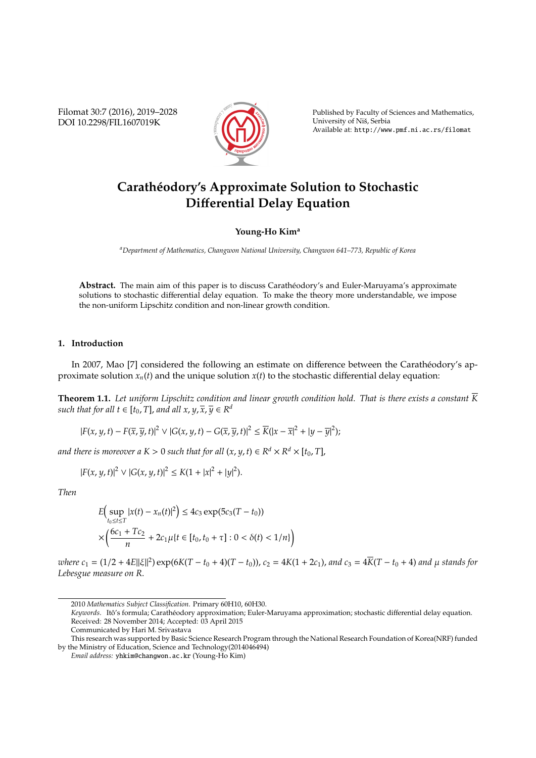# Carathéodory's Approximate Solution to Stochastic Differential Delay Equation

**Young-Ho Kim**[a]

[a]*Department of Mathematics, Changwon National University, Changwon 641–773, Republic of Korea*

**Abstract.** The main aim of this paper is to discuss Carathéodory's and Euler-Maruyama's approximate solutions to stochastic differential delay equation. To make the theory more understandable, we impose the non-uniform Lipschitz condition and non-linear growth condition.

## 1. Introduction

In 2007, Mao [7] considered the following an estimate on difference between the Carathéodory's approximate solution $x_n(t)$ and the unique solution $x(t)$ to the stochastic differential delay equation:

**Theorem 1.1.** *Let uniform Lipschitz condition and linear growth condition hold. That is there exists a constant $\overline{K}$ such that for all $t \in [t_0, T]$, and all $x, y, \overline{x}, \overline{y} \in R^d$*

$$|F(x, y, t) - F(\overline{x}, \overline{y}, t)|^2 \vee |G(x, y, t) - G(\overline{x}, \overline{y}, t)|^2 \leq \overline{K}(|x - \overline{x}|^2 + |y - \overline{y}|^2);$$

*and there is moreover a $K > 0$ such that for all $(x, y, t) \in R^d \times R^d \times [t_0, T]$,*

$$|F(x, y, t)|^2 \vee |G(x, y, t)|^2 \leq K(1 + |x|^2 + |y|^2).$$

*Then*

$$E\Big(\sup_{t_0 \leq t \leq T} |x(t) - x_n(t)|^2\Big) \leq 4c_3 \exp(5c_3(T - t_0)) \times \Big(\frac{6c_1 + Tc_2}{n} + 2c_1 \mu\{t \in [t_0, t_0 + \tau] : 0 < \delta(t) < 1/n\}\Big)$$

*where $c_1 = (1/2 + 4E\|\xi\|^2) \exp(6K(T - t_0 + 4)(T - t_0))$, $c_2 = 4K(1 + 2c_1)$, and $c_3 = 4\overline{K}(T - t_0 + 4)$ and $\mu$ stands for Lebesgue measure on $R$.*

---

2010 *Mathematics Subject Classification*. Primary 60H10, 60H30.

*Keywords*. Itô's formula; Carathéodory approximation; Euler-Maruyama approximation; stochastic differential delay equation.

Received: 28 November 2014; Accepted: 03 April 2015

Communicated by Hari M. Srivastava

This research was supported by Basic Science Research Program through the National Research Foundation of Korea(NRF) funded by the Ministry of Education, Science and Technology(2014046494)

*Email address:* yhkim@changwon.ac.kr (Young-Ho Kim)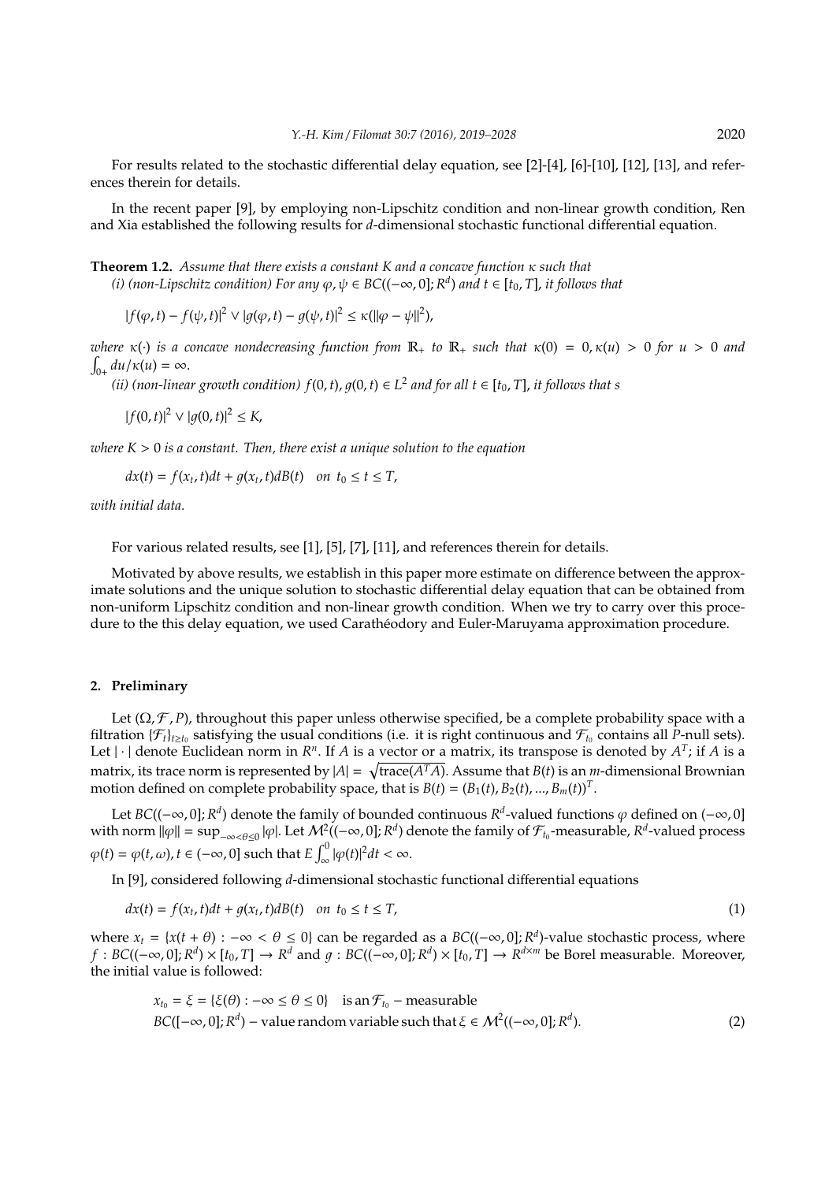For results related to the stochastic differential delay equation, see [2]-[4], [6]-[10], [12], [13], and references therein for details.

In the recent paper [9], by employing non-Lipschitz condition and non-linear growth condition, Ren and Xia established the following results for $d$-dimensional stochastic functional differential equation.

**Theorem 1.2.** *Assume that there exists a constant $K$ and a concave function $\kappa$ such that*
*(i) (non-Lipschitz condition) For any $\varphi, \psi \in BC((-\infty, 0]; R^d)$ and $t \in [t_0, T]$, it follows that*

$$|f(\varphi, t) - f(\psi, t)|^2 \vee |g(\varphi, t) - g(\psi, t)|^2 \leq \kappa(\|\varphi - \psi\|^2),$$

*where $\kappa(\cdot)$ is a concave nondecreasing function from $\mathbb{R}_+$ to $\mathbb{R}_+$ such that $\kappa(0) = 0, \kappa(u) > 0$ for $u > 0$ and $\int_{0+} du/\kappa(u) = \infty$.*
*(ii) (non-linear growth condition) $f(0, t), g(0, t) \in L^2$ and for all $t \in [t_0, T]$, it follows that s*

$$|f(0, t)|^2 \vee |g(0, t)|^2 \leq K,$$

*where $K > 0$ is a constant. Then, there exist a unique solution to the equation*

$$dx(t) = f(x_t, t)dt + g(x_t, t)dB(t) \quad on \ t_0 \leq t \leq T,$$

*with initial data.*

For various related results, see [1], [5], [7], [11], and references therein for details.

Motivated by above results, we establish in this paper more estimate on difference between the approximate solutions and the unique solution to stochastic differential delay equation that can be obtained from non-uniform Lipschitz condition and non-linear growth condition. When we try to carry over this procedure to the this delay equation, we used Carathéodory and Euler-Maruyama approximation procedure.

## 2. Preliminary

Let $(\Omega, \mathcal{F}, P)$, throughout this paper unless otherwise specified, be a complete probability space with a filtration $\{\mathcal{F}_t\}_{t \geq t_0}$ satisfying the usual conditions (i.e. it is right continuous and $\mathcal{F}_{t_0}$ contains all $P$-null sets). Let $|\cdot|$ denote Euclidean norm in $R^n$. If $A$ is a vector or a matrix, its transpose is denoted by $A^T$; if $A$ is a matrix, its trace norm is represented by $|A| = \sqrt{\text{trace}(A^T A)}$. Assume that $B(t)$ is an $m$-dimensional Brownian motion defined on complete probability space, that is $B(t) = (B_1(t), B_2(t), ..., B_m(t))^T$.

Let $BC((-\infty, 0]; R^d)$ denote the family of bounded continuous $R^d$-valued functions $\varphi$ defined on $(-\infty, 0]$ with norm $\|\varphi\| = \sup_{-\infty < \theta \leq 0} |\varphi|$. Let $\mathcal{M}^2((-\infty, 0]; R^d)$ denote the family of $\mathcal{F}_{t_0}$-measurable, $R^d$-valued process $\varphi(t) = \varphi(t, \omega), t \in (-\infty, 0]$ such that $E \int_{\infty}^{0} |\varphi(t)|^2 dt < \infty$.

In [9], considered following $d$-dimensional stochastic functional differential equations

$$dx(t) = f(x_t, t)dt + g(x_t, t)dB(t) \quad on \ t_0 \leq t \leq T, \tag{1}$$

where $x_t = \{x(t + \theta) : -\infty < \theta \leq 0\}$ can be regarded as a $BC((-\infty, 0]; R^d)$-value stochastic process, where $f : BC((-\infty, 0]; R^d) \times [t_0, T] \to R^d$ and $g : BC((-\infty, 0]; R^d) \times [t_0, T] \to R^{d \times m}$ be Borel measurable. Moreover, the initial value is followed:

$$\begin{aligned} &x_{t_0} = \xi = \{\xi(\theta) : -\infty \leq \theta \leq 0\} \quad \text{is an} \, \mathcal{F}_{t_0} - \text{measurable} \\ &BC([-\infty, 0]; R^d) - \text{value random variable such that} \, \xi \in \mathcal{M}^2((-\infty, 0]; R^d). \end{aligned} \tag{2}$$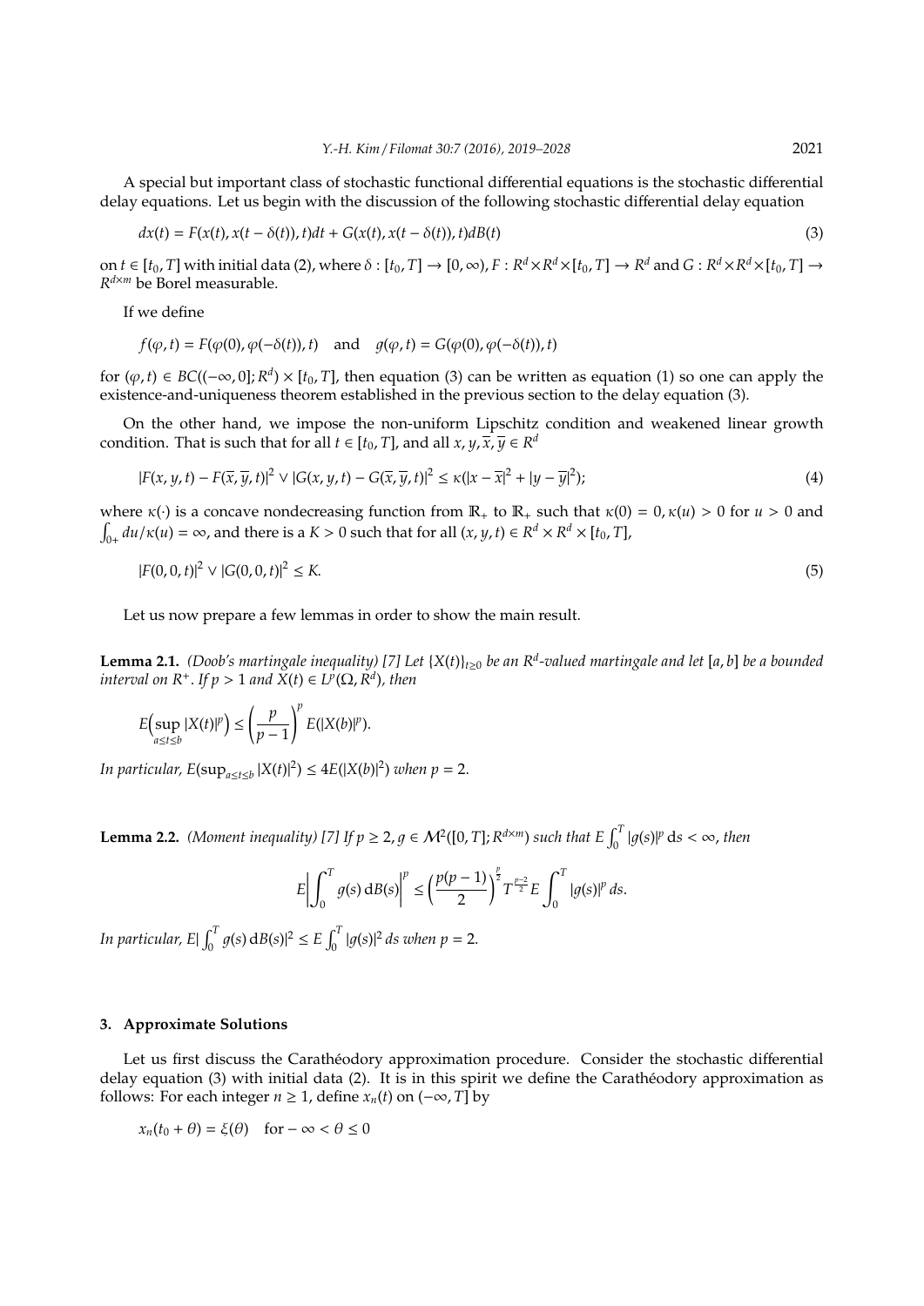A special but important class of stochastic functional differential equations is the stochastic differential delay equations. Let us begin with the discussion of the following stochastic differential delay equation

$$dx(t) = F(x(t), x(t-\delta(t)), t)dt + G(x(t), x(t-\delta(t)), t)dB(t) \tag{3}$$

on $t \in [t_0, T]$ with initial data (2), where $\delta : [t_0, T] \to [0, \infty)$, $F : R^d \times R^d \times [t_0, T] \to R^d$ and $G : R^d \times R^d \times [t_0, T] \to R^{d\times m}$ be Borel measurable.

If we define

$$f(\varphi, t) = F(\varphi(0), \varphi(-\delta(t)), t) \quad \text{and} \quad g(\varphi, t) = G(\varphi(0), \varphi(-\delta(t)), t)$$

for $(\varphi, t) \in BC((-\infty, 0]; R^d) \times [t_0, T]$, then equation (3) can be written as equation (1) so one can apply the existence-and-uniqueness theorem established in the previous section to the delay equation (3).

On the other hand, we impose the non-uniform Lipschitz condition and weakened linear growth condition. That is such that for all $t \in [t_0, T]$, and all $x, y, \bar{x}, \bar{y} \in R^d$

$$|F(x, y, t) - F(\bar{x}, \bar{y}, t)|^2 \vee |G(x, y, t) - G(\bar{x}, \bar{y}, t)|^2 \le \kappa(|x - \bar{x}|^2 + |y - \bar{y}|^2); \tag{4}$$

where $\kappa(\cdot)$ is a concave nondecreasing function from $\mathbb{R}_+$ to $\mathbb{R}_+$ such that $\kappa(0) = 0$, $\kappa(u) > 0$ for $u > 0$ and $\int_{0+} du/\kappa(u) = \infty$, and there is a $K > 0$ such that for all $(x, y, t) \in R^d \times R^d \times [t_0, T]$,

$$|F(0, 0, t)|^2 \vee |G(0, 0, t)|^2 \le K. \tag{5}$$

Let us now prepare a few lemmas in order to show the main result.

**Lemma 2.1.** *(Doob's martingale inequality) [7] Let $\{X(t)\}_{t\ge 0}$ be an $R^d$-valued martingale and let $[a, b]$ be a bounded interval on $R^+$. If $p > 1$ and $X(t) \in L^p(\Omega, R^d)$, then*

$$E\Big(\sup_{a\le t\le b} |X(t)|^p\Big) \le \left(\frac{p}{p-1}\right)^p E(|X(b)|^p).$$

*In particular, $E(\sup_{a\le t\le b} |X(t)|^2) \le 4E(|X(b)|^2)$ when $p = 2$.*

**Lemma 2.2.** *(Moment inequality) [7] If $p \ge 2$, $g \in \mathcal{M}^2([0, T]; R^{d\times m})$ such that $E\int_0^T |g(s)|^p\, ds < \infty$, then*

$$E\left|\int_0^T g(s)\, dB(s)\right|^p \le \Big(\frac{p(p-1)}{2}\Big)^{\frac{p}{2}} T^{\frac{p-2}{2}} E\int_0^T |g(s)|^p\, ds.$$

*In particular, $E|\int_0^T g(s)\, dB(s)|^2 \le E\int_0^T |g(s)|^2\, ds$ when $p = 2$.*

## 3. Approximate Solutions

Let us first discuss the Carathéodory approximation procedure. Consider the stochastic differential delay equation (3) with initial data (2). It is in this spirit we define the Carathéodory approximation as follows: For each integer $n \ge 1$, define $x_n(t)$ on $(-\infty, T]$ by

$$x_n(t_0 + \theta) = \xi(\theta) \quad \text{for} -\infty < \theta \le 0$$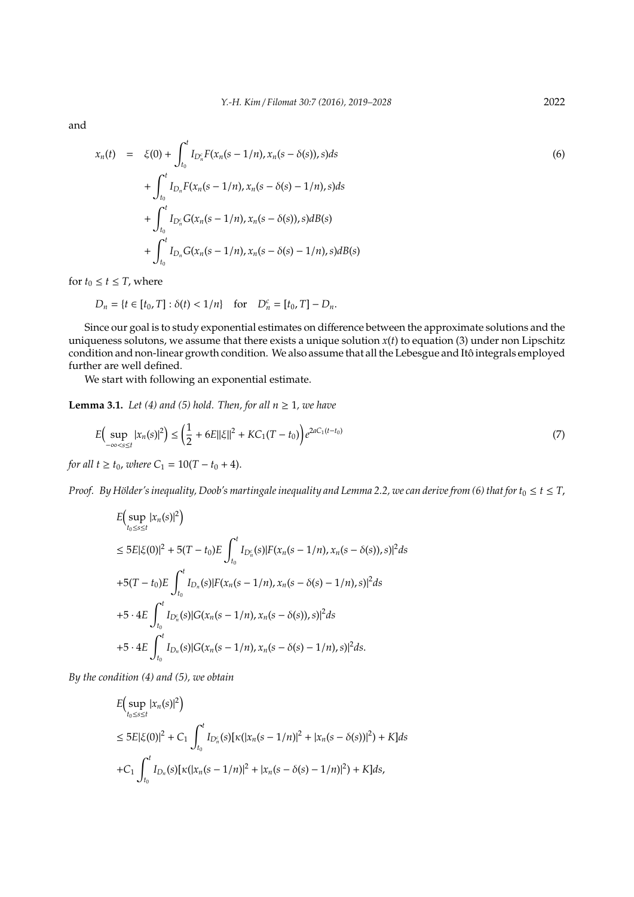and

$$
\begin{aligned}
x_n(t) \quad = \quad & \xi(0) + \int_{t_0}^{t} I_{D_n^c} F(x_n(s-1/n), x_n(s-\delta(s)), s) ds \\
& + \int_{t_0}^{t} I_{D_n} F(x_n(s-1/n), x_n(s-\delta(s)-1/n), s) ds \\
& + \int_{t_0}^{t} I_{D_n^c} G(x_n(s-1/n), x_n(s-\delta(s)), s) dB(s) \\
& + \int_{t_0}^{t} I_{D_n} G(x_n(s-1/n), x_n(s-\delta(s)-1/n), s) dB(s)
\end{aligned} \tag{6}
$$

for $t_0 \leq t \leq T$, where

$$
D_n = \{t \in [t_0, T] : \delta(t) < 1/n\} \quad \text{for} \quad D_n^c = [t_0, T] - D_n.
$$

Since our goal is to study exponential estimates on difference between the approximate solutions and the uniqueness solutons, we assume that there exists a unique solution $x(t)$ to equation (3) under non Lipschitz condition and non-linear growth condition. We also assume that all the Lebesgue and Itô integrals employed further are well defined.

We start with following an exponential estimate.

**Lemma 3.1.** *Let (4) and (5) hold. Then, for all $n \geq 1$, we have*

$$
E\Big(\sup_{-\infty < s \leq t} |x_n(s)|^2\Big) \leq \Big(\frac{1}{2} + 6E\|\xi\|^2 + KC_1(T-t_0)\Big) e^{2\alpha C_1(t-t_0)} \tag{7}
$$

*for all $t \geq t_0$, where $C_1 = 10(T - t_0 + 4)$.*

*Proof.* *By Hölder's inequality, Doob's martingale inequality and Lemma 2.2, we can derive from (6) that for $t_0 \leq t \leq T$,*

$$
\begin{aligned}
& E\Big(\sup_{t_0 \leq s \leq t} |x_n(s)|^2\Big) \\
& \leq 5E|\xi(0)|^2 + 5(T-t_0)E\int_{t_0}^{t} I_{D_n^c}(s)|F(x_n(s-1/n), x_n(s-\delta(s)), s)|^2 ds \\
& +5(T-t_0)E\int_{t_0}^{t} I_{D_n}(s)|F(x_n(s-1/n), x_n(s-\delta(s)-1/n), s)|^2 ds \\
& +5\cdot 4E\int_{t_0}^{t} I_{D_n^c}(s)|G(x_n(s-1/n), x_n(s-\delta(s)), s)|^2 ds \\
& +5\cdot 4E\int_{t_0}^{t} I_{D_n}(s)|G(x_n(s-1/n), x_n(s-\delta(s)-1/n), s)|^2 ds.
\end{aligned}
$$

*By the condition (4) and (5), we obtain*

$$
\begin{aligned}
& E\Big(\sup_{t_0 \leq s \leq t} |x_n(s)|^2\Big) \\
& \leq 5E|\xi(0)|^2 + C_1\int_{t_0}^{t} I_{D_n^c}(s)[\kappa(|x_n(s-1/n)|^2 + |x_n(s-\delta(s))|^2) + K] ds \\
& +C_1\int_{t_0}^{t} I_{D_n}(s)[\kappa(|x_n(s-1/n)|^2 + |x_n(s-\delta(s)-1/n)|^2) + K] ds,
\end{aligned}
$$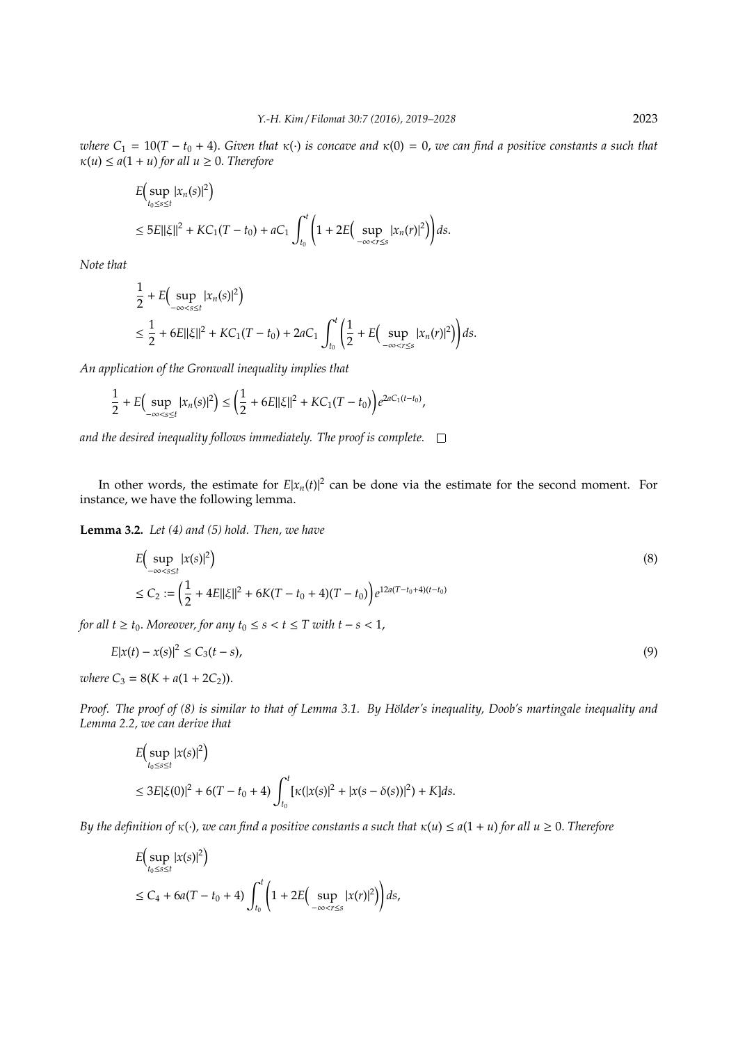*where $C_1 = 10(T - t_0 + 4)$. Given that $\kappa(\cdot)$ is concave and $\kappa(0) = 0$, we can find a positive constants a such that $\kappa(u) \le a(1 + u)$ for all $u \ge 0$. Therefore*

$$
\begin{aligned}
&E\Big(\sup_{t_0 \le s \le t} |x_n(s)|^2\Big) \\
&\le 5E\|\xi\|^2 + KC_1(T - t_0) + aC_1 \int_{t_0}^{t} \left(1 + 2E\Big(\sup_{-\infty < r \le s} |x_n(r)|^2\Big)\right) ds.
\end{aligned}
$$

*Note that*

$$
\begin{aligned}
&\frac{1}{2} + E\Big(\sup_{-\infty < s \le t} |x_n(s)|^2\Big) \\
&\le \frac{1}{2} + 6E\|\xi\|^2 + KC_1(T - t_0) + 2aC_1 \int_{t_0}^{t} \left(\frac{1}{2} + E\Big(\sup_{-\infty < r \le s} |x_n(r)|^2\Big)\right) ds.
\end{aligned}
$$

*An application of the Gronwall inequality implies that*

$$
\frac{1}{2} + E\Big(\sup_{-\infty < s \le t} |x_n(s)|^2\Big) \le \left(\frac{1}{2} + 6E\|\xi\|^2 + KC_1(T - t_0)\right) e^{2aC_1(t - t_0)},
$$

*and the desired inequality follows immediately. The proof is complete.* $\square$

In other words, the estimate for $E|x_n(t)|^2$ can be done via the estimate for the second moment. For instance, we have the following lemma.

**Lemma 3.2.** *Let (4) and (5) hold. Then, we have*

$$
\begin{aligned}
&E\Big(\sup_{-\infty < s \le t} |x(s)|^2\Big) \\
&\le C_2 := \left(\frac{1}{2} + 4E\|\xi\|^2 + 6K(T - t_0 + 4)(T - t_0)\right) e^{12a(T - t_0 + 4)(t - t_0)}
\end{aligned} \tag{8}
$$

*for all $t \ge t_0$. Moreover, for any $t_0 \le s < t \le T$ with $t - s < 1$,*

$$
E|x(t) - x(s)|^2 \le C_3(t - s), \tag{9}
$$

*where $C_3 = 8(K + a(1 + 2C_2))$.*

*Proof.* *The proof of (8) is similar to that of Lemma 3.1. By Hölder's inequality, Doob's martingale inequality and Lemma 2.2, we can derive that*

$$
\begin{aligned}
&E\Big(\sup_{t_0 \le s \le t} |x(s)|^2\Big) \\
&\le 3E|\xi(0)|^2 + 6(T - t_0 + 4) \int_{t_0}^{t} [\kappa(|x(s)|^2 + |x(s - \delta(s))|^2) + K] ds.
\end{aligned}
$$

*By the definition of $\kappa(\cdot)$, we can find a positive constants a such that $\kappa(u) \le a(1 + u)$ for all $u \ge 0$. Therefore*

$$
\begin{aligned}
&E\Big(\sup_{t_0 \le s \le t} |x(s)|^2\Big) \\
&\le C_4 + 6a(T - t_0 + 4) \int_{t_0}^{t} \left(1 + 2E\Big(\sup_{-\infty < r \le s} |x(r)|^2\Big)\right) ds,
\end{aligned}
$$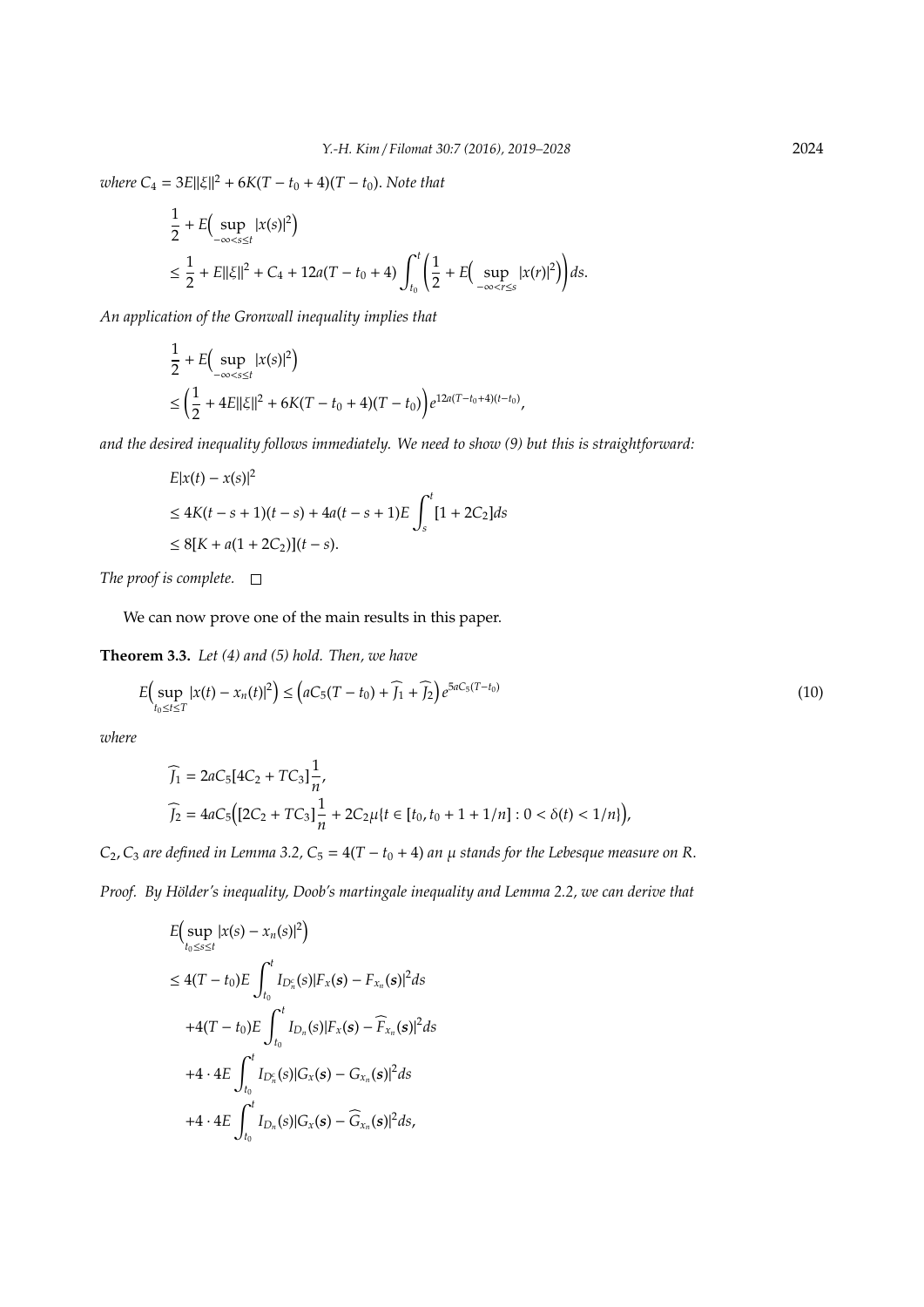*where* $C_4 = 3E\|\xi\|^2 + 6K(T-t_0+4)(T-t_0)$. *Note that*

$$
\begin{aligned}
&\frac{1}{2} + E\Big(\sup_{-\infty<s\le t}|x(s)|^2\Big) \\
&\le \frac{1}{2} + E\|\xi\|^2 + C_4 + 12a(T-t_0+4)\int_{t_0}^{t}\left(\frac{1}{2} + E\Big(\sup_{-\infty<r\le s}|x(r)|^2\Big)\right)ds.
\end{aligned}
$$

*An application of the Gronwall inequality implies that*

$$
\begin{aligned}
&\frac{1}{2} + E\Big(\sup_{-\infty<s\le t}|x(s)|^2\Big) \\
&\le \Big(\frac{1}{2} + 4E\|\xi\|^2 + 6K(T-t_0+4)(T-t_0)\Big)e^{12a(T-t_0+4)(t-t_0)},
\end{aligned}
$$

*and the desired inequality follows immediately. We need to show (9) but this is straightforward:*

$$
\begin{aligned}
&E|x(t)-x(s)|^2 \\
&\le 4K(t-s+1)(t-s) + 4a(t-s+1)E\int_s^t [1+2C_2]ds \\
&\le 8[K + a(1+2C_2)](t-s).
\end{aligned}
$$

*The proof is complete.* □

We can now prove one of the main results in this paper.

**Theorem 3.3.** *Let (4) and (5) hold. Then, we have*

$$
E\Big(\sup_{t_0\le t\le T}|x(t)-x_n(t)|^2\Big) \le \Big(aC_5(T-t_0) + \widehat{J_1} + \widehat{J_2}\Big)e^{5aC_5(T-t_0)} \tag{10}
$$

*where*

$$
\begin{aligned}
\widehat{J_1} &= 2aC_5[4C_2 + TC_3]\frac{1}{n}, \\
\widehat{J_2} &= 4aC_5\Big([2C_2 + TC_3]\frac{1}{n} + 2C_2\mu\{t\in[t_0, t_0+1+1/n] : 0<\delta(t)<1/n\}\Big),
\end{aligned}
$$

$C_2, C_3$ *are defined in Lemma 3.2,* $C_5 = 4(T-t_0+4)$ *an* $\mu$ *stands for the Lebesque measure on* $R$.

*Proof.* *By Hölder's inequality, Doob's martingale inequality and Lemma 2.2, we can derive that*

$$
\begin{aligned}
&E\Big(\sup_{t_0\le s\le t}|x(s)-x_n(s)|^2\Big) \\
&\le 4(T-t_0)E\int_{t_0}^{t} I_{D_n^c}(s)|F_x(s) - F_{x_n}(s)|^2 ds \\
&\quad + 4(T-t_0)E\int_{t_0}^{t} I_{D_n}(s)|F_x(s) - \widehat{F}_{x_n}(s)|^2 ds \\
&\quad + 4\cdot 4E\int_{t_0}^{t} I_{D_n^c}(s)|G_x(s) - G_{x_n}(s)|^2 ds \\
&\quad + 4\cdot 4E\int_{t_0}^{t} I_{D_n}(s)|G_x(s) - \widehat{G}_{x_n}(s)|^2 ds,
\end{aligned}
$$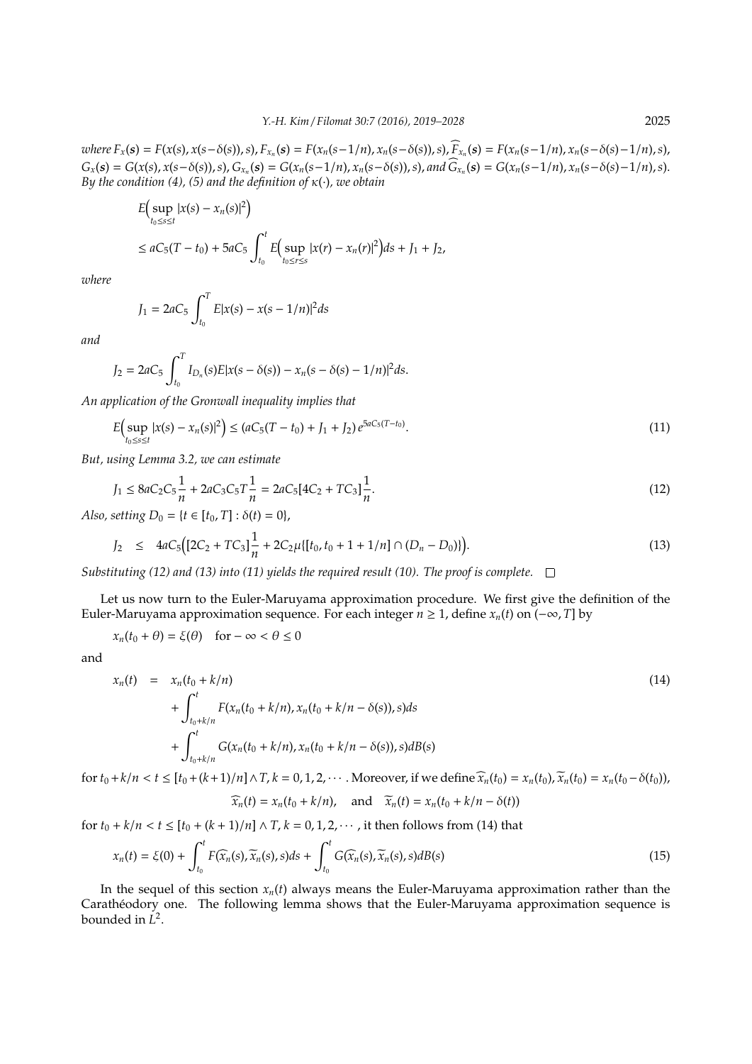*where* $F_x(s) = F(x(s), x(s-\delta(s)), s)$, $F_{x_n}(s) = F(x_n(s-1/n), x_n(s-\delta(s)), s)$, $\widehat{F}_{x_n}(s) = F(x_n(s-1/n), x_n(s-\delta(s)-1/n), s)$, $G_x(s) = G(x(s), x(s-\delta(s)), s)$, $G_{x_n}(s) = G(x_n(s-1/n), x_n(s-\delta(s)), s)$, *and* $\widehat{G}_{x_n}(s) = G(x_n(s-1/n), x_n(s-\delta(s)-1/n), s)$. *By the condition (4), (5) and the definition of* $\kappa(\cdot)$*, we obtain*

$$E\Big(\sup_{t_0\le s\le t}|x(s)-x_n(s)|^2\Big)$$

$$\le aC_5(T-t_0) + 5aC_5\int_{t_0}^{t} E\Big(\sup_{t_0\le r\le s}|x(r)-x_n(r)|^2\Big)ds + J_1 + J_2,$$

*where*

$$J_1 = 2aC_5\int_{t_0}^{T} E|x(s)-x(s-1/n)|^2 ds$$

*and*

$$J_2 = 2aC_5\int_{t_0}^{T} I_{D_n}(s)E|x(s-\delta(s)) - x_n(s-\delta(s)-1/n)|^2 ds.$$

*An application of the Gronwall inequality implies that*

$$E\Big(\sup_{t_0\le s\le t}|x(s)-x_n(s)|^2\Big) \le (aC_5(T-t_0) + J_1 + J_2)\, e^{5aC_5(T-t_0)}. \tag{11}$$

*But, using Lemma 3.2, we can estimate*

$$J_1 \le 8aC_2C_5\frac{1}{n} + 2aC_3C_5T\frac{1}{n} = 2aC_5[4C_2 + TC_3]\frac{1}{n}. \tag{12}$$

*Also, setting* $D_0 = \{t \in [t_0, T] : \delta(t) = 0\}$,

$$J_2 \le 4aC_5\Big([2C_2 + TC_3]\frac{1}{n} + 2C_2\mu\{[t_0, t_0 + 1 + 1/n] \cap (D_n - D_0)\}\Big). \tag{13}$$

*Substituting (12) and (13) into (11) yields the required result (10). The proof is complete.* □

Let us now turn to the Euler-Maruyama approximation procedure. We first give the definition of the Euler-Maruyama approximation sequence. For each integer $n \ge 1$, define $x_n(t)$ on $(-\infty, T]$ by

$$x_n(t_0+\theta) = \xi(\theta) \quad \text{for} -\infty < \theta \le 0$$

and

$$\begin{aligned} x_n(t) &= x_n(t_0 + k/n) \\ &\quad + \int_{t_0+k/n}^{t} F(x_n(t_0+k/n), x_n(t_0+k/n-\delta(s)), s)ds \\ &\quad + \int_{t_0+k/n}^{t} G(x_n(t_0+k/n), x_n(t_0+k/n-\delta(s)), s)dB(s) \end{aligned} \tag{14}$$

for $t_0 + k/n < t \le [t_0 + (k+1)/n] \wedge T$, $k = 0, 1, 2, \cdots$. Moreover, if we define $\widehat{x}_n(t_0) = x_n(t_0)$, $\widetilde{x}_n(t_0) = x_n(t_0 - \delta(t_0))$,

$$\widehat{x}_n(t) = x_n(t_0 + k/n), \quad \text{and} \quad \widetilde{x}_n(t) = x_n(t_0 + k/n - \delta(t))$$

for $t_0 + k/n < t \le [t_0 + (k+1)/n] \wedge T$, $k = 0, 1, 2, \cdots$, it then follows from (14) that

$$x_n(t) = \xi(0) + \int_{t_0}^{t} F(\widehat{x}_n(s), \widetilde{x}_n(s), s)ds + \int_{t_0}^{t} G(\widehat{x}_n(s), \widetilde{x}_n(s), s)dB(s) \tag{15}$$

In the sequel of this section $x_n(t)$ always means the Euler-Maruyama approximation rather than the Carathéodory one. The following lemma shows that the Euler-Maruyama approximation sequence is bounded in $L^2$.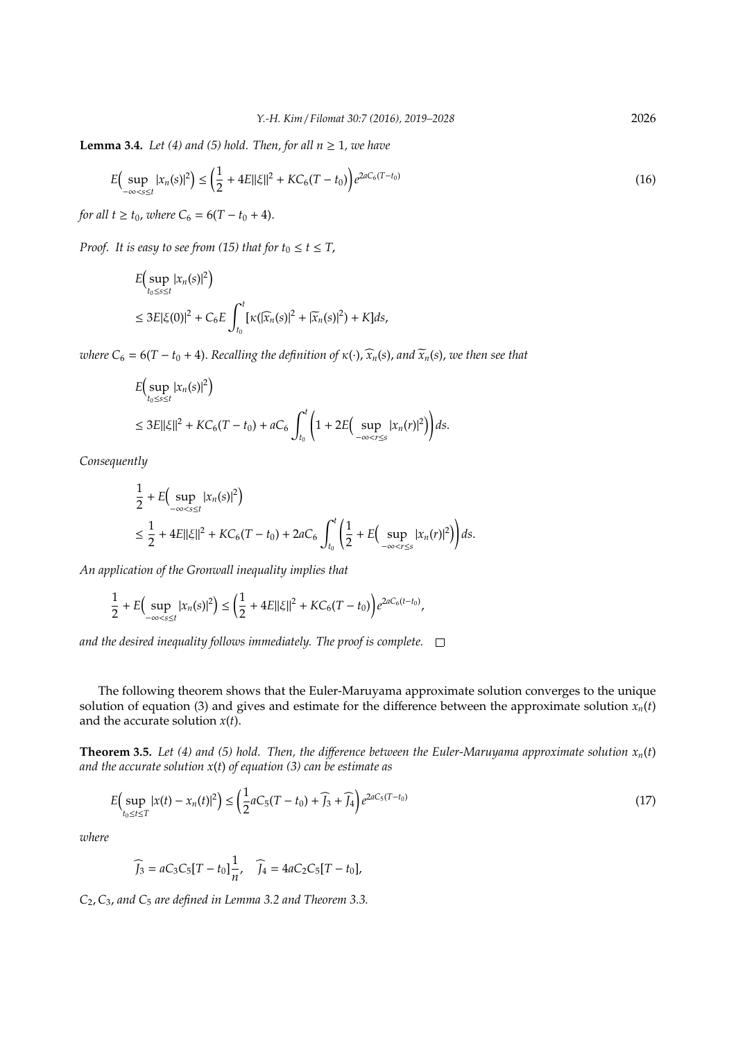**Lemma 3.4.** *Let (4) and (5) hold. Then, for all $n \geq 1$, we have*

$$E\Big(\sup_{-\infty<s\leq t}|x_n(s)|^2\Big) \leq \Big(\frac{1}{2} + 4E\|\xi\|^2 + KC_6(T-t_0)\Big)e^{2aC_6(T-t_0)} \tag{16}$$

*for all $t \geq t_0$, where $C_6 = 6(T - t_0 + 4)$.*

*Proof.* It is easy to see from (15) that for $t_0 \leq t \leq T$,

$$\begin{aligned}
&E\Big(\sup_{t_0\leq s\leq t}|x_n(s)|^2\Big)\\
&\leq 3E|\xi(0)|^2 + C_6 E\int_{t_0}^{t}[\kappa(|\widehat{x}_n(s)|^2 + |\widetilde{x}_n(s)|^2) + K]ds,
\end{aligned}$$

*where $C_6 = 6(T - t_0 + 4)$. Recalling the definition of $\kappa(\cdot)$, $\widehat{x}_n(s)$, and $\widetilde{x}_n(s)$, we then see that*

$$\begin{aligned}
&E\Big(\sup_{t_0\leq s\leq t}|x_n(s)|^2\Big)\\
&\leq 3E\|\xi\|^2 + KC_6(T-t_0) + aC_6\int_{t_0}^{t}\Big(1 + 2E\Big(\sup_{-\infty<r\leq s}|x_n(r)|^2\Big)\Big)ds.
\end{aligned}$$

*Consequently*

$$\begin{aligned}
&\frac{1}{2} + E\Big(\sup_{-\infty<s\leq t}|x_n(s)|^2\Big)\\
&\leq \frac{1}{2} + 4E\|\xi\|^2 + KC_6(T-t_0) + 2aC_6\int_{t_0}^{t}\Big(\frac{1}{2} + E\Big(\sup_{-\infty<r\leq s}|x_n(r)|^2\Big)\Big)ds.
\end{aligned}$$

*An application of the Gronwall inequality implies that*

$$\frac{1}{2} + E\Big(\sup_{-\infty<s\leq t}|x_n(s)|^2\Big) \leq \Big(\frac{1}{2} + 4E\|\xi\|^2 + KC_6(T-t_0)\Big)e^{2aC_6(t-t_0)},$$

*and the desired inequality follows immediately. The proof is complete.* $\square$

The following theorem shows that the Euler-Maruyama approximate solution converges to the unique solution of equation (3) and gives and estimate for the difference between the approximate solution $x_n(t)$ and the accurate solution $x(t)$.

**Theorem 3.5.** *Let (4) and (5) hold. Then, the difference between the Euler-Maruyama approximate solution $x_n(t)$ and the accurate solution $x(t)$ of equation (3) can be estimate as*

$$E\Big(\sup_{t_0\leq t\leq T}|x(t) - x_n(t)|^2\Big) \leq \Big(\frac{1}{2}aC_5(T-t_0) + \widehat{J_3} + \widehat{J_4}\Big)e^{2aC_5(T-t_0)} \tag{17}$$

*where*

$$\widehat{J_3} = aC_3C_5[T-t_0]\frac{1}{n}, \quad \widehat{J_4} = 4aC_2C_5[T-t_0],$$

*$C_2, C_3$, and $C_5$ are defined in Lemma 3.2 and Theorem 3.3.*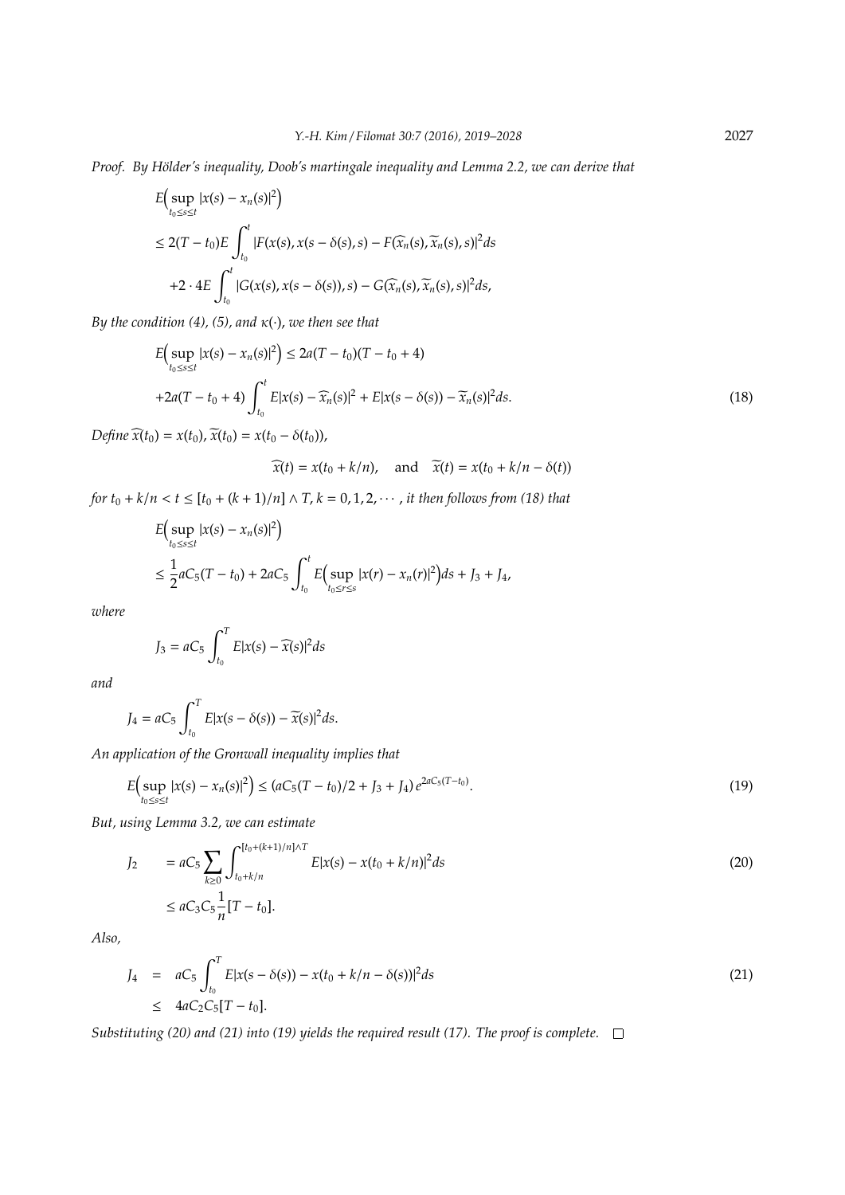*Proof.* By Hölder's inequality, Doob's martingale inequality and Lemma 2.2, we can derive that

$$
\begin{aligned}
& E\Big(\sup_{t_0 \le s \le t} |x(s) - x_n(s)|^2\Big) \\
& \le 2(T - t_0) E \int_{t_0}^{t} |F(x(s), x(s - \delta(s), s) - F(\widehat{x_n}(s), \widetilde{x}_n(s), s)|^2 ds \\
& \quad + 2 \cdot 4 E \int_{t_0}^{t} |G(x(s), x(s - \delta(s)), s) - G(\widehat{x_n}(s), \widetilde{x}_n(s), s)|^2 ds,
\end{aligned}
$$

By the condition (4), (5), and $\kappa(\cdot)$, we then see that

$$
\begin{aligned}
& E\Big(\sup_{t_0 \le s \le t} |x(s) - x_n(s)|^2\Big) \le 2a(T - t_0)(T - t_0 + 4) \\
& + 2a(T - t_0 + 4) \int_{t_0}^{t} E|x(s) - \widehat{x}_n(s)|^2 + E|x(s - \delta(s)) - \widetilde{x}_n(s)|^2 ds.
\end{aligned}
\tag{18}
$$

Define $\widehat{x}(t_0) = x(t_0)$, $\widetilde{x}(t_0) = x(t_0 - \delta(t_0))$,

$$
\widehat{x}(t) = x(t_0 + k/n), \quad \text{and} \quad \widetilde{x}(t) = x(t_0 + k/n - \delta(t))
$$

for $t_0 + k/n < t \le [t_0 + (k+1)/n] \wedge T$, $k = 0, 1, 2, \cdots$, it then follows from (18) that

$$
\begin{aligned}
& E\Big(\sup_{t_0 \le s \le t} |x(s) - x_n(s)|^2\Big) \\
& \le \frac{1}{2} a C_5 (T - t_0) + 2a C_5 \int_{t_0}^{t} E\Big(\sup_{t_0 \le r \le s} |x(r) - x_n(r)|^2\Big) ds + J_3 + J_4,
\end{aligned}
$$

where

$$
J_3 = a C_5 \int_{t_0}^{T} E|x(s) - \widehat{x}(s)|^2 ds
$$

and

$$
J_4 = a C_5 \int_{t_0}^{T} E|x(s - \delta(s)) - \widetilde{x}(s)|^2 ds.
$$

An application of the Gronwall inequality implies that

$$
E\Big(\sup_{t_0 \le s \le t} |x(s) - x_n(s)|^2\Big) \le (a C_5 (T - t_0)/2 + J_3 + J_4)\, e^{2aC_5(T - t_0)}.
\tag{19}
$$

But, using Lemma 3.2, we can estimate

$$
\begin{aligned}
J_2 \quad & = a C_5 \sum_{k \ge 0} \int_{t_0 + k/n}^{[t_0 + (k+1)/n] \wedge T} E|x(s) - x(t_0 + k/n)|^2 ds \\
& \le a C_3 C_5 \frac{1}{n} [T - t_0].
\end{aligned}
\tag{20}
$$

Also,

$$
\begin{aligned}
J_4 \quad & = \quad a C_5 \int_{t_0}^{T} E|x(s - \delta(s)) - x(t_0 + k/n - \delta(s))|^2 ds \\
& \le \quad 4 a C_2 C_5 [T - t_0].
\end{aligned}
\tag{21}
$$

Substituting (20) and (21) into (19) yields the required result (17). The proof is complete. □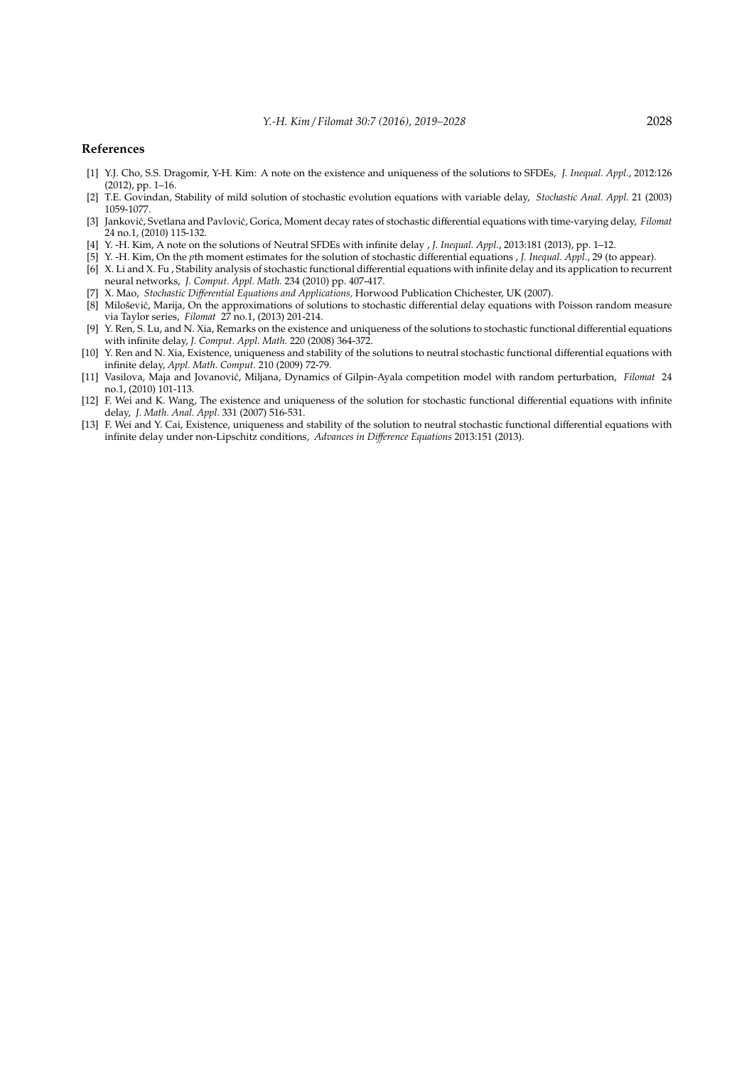## References

[1] Y.J. Cho, S.S. Dragomir, Y-H. Kim: A note on the existence and uniqueness of the solutions to SFDEs, *J. Inequal. Appl.*, 2012:126 (2012), pp. 1–16.

[2] T.E. Govindan, Stability of mild solution of stochastic evolution equations with variable delay, *Stochastic Anal. Appl.* 21 (2003) 1059-1077.

[3] Janković, Svetlana and Pavlović, Gorica, Moment decay rates of stochastic differential equations with time-varying delay, *Filomat* 24 no.1, (2010) 115-132.

[4] Y. -H. Kim, A note on the solutions of Neutral SFDEs with infinite delay , *J. Inequal. Appl.*, 2013:181 (2013), pp. 1–12.

[5] Y. -H. Kim, On the $p$th moment estimates for the solution of stochastic differential equations , *J. Inequal. Appl.*, 29 (to appear).

[6] X. Li and X. Fu , Stability analysis of stochastic functional differential equations with infinite delay and its application to recurrent neural networks, *J. Comput. Appl. Math.* 234 (2010) pp. 407-417.

[7] X. Mao, *Stochastic Differential Equations and Applications,* Horwood Publication Chichester, UK (2007).

[8] Milošević, Marija, On the approximations of solutions to stochastic differential delay equations with Poisson random measure via Taylor series, *Filomat* 27 no.1, (2013) 201-214.

[9] Y. Ren, S. Lu, and N. Xia, Remarks on the existence and uniqueness of the solutions to stochastic functional differential equations with infinite delay, *J. Comput. Appl. Math.* 220 (2008) 364-372.

[10] Y. Ren and N. Xia, Existence, uniqueness and stability of the solutions to neutral stochastic functional differential equations with infinite delay, *Appl. Math. Comput.* 210 (2009) 72-79.

[11] Vasilova, Maja and Jovanović, Miljana, Dynamics of Gilpin-Ayala competition model with random perturbation, *Filomat* 24 no.1, (2010) 101-113.

[12] F. Wei and K. Wang, The existence and uniqueness of the solution for stochastic functional differential equations with infinite delay, *J. Math. Anal. Appl.* 331 (2007) 516-531.

[13] F. Wei and Y. Cai, Existence, uniqueness and stability of the solution to neutral stochastic functional differential equations with infinite delay under non-Lipschitz conditions, *Advances in Difference Equations* 2013:151 (2013).